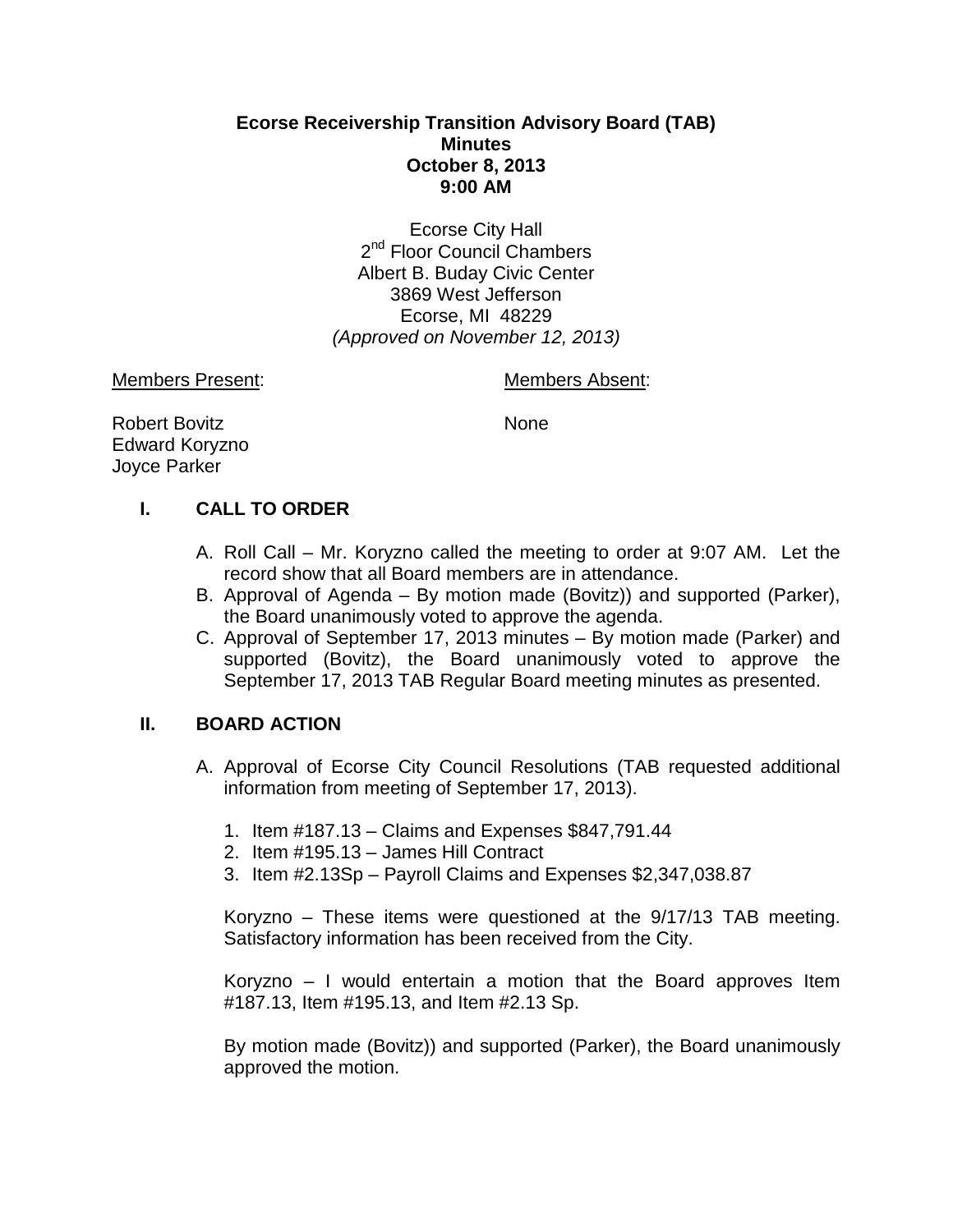# Ecorse Receivership Transition Advisory Board (TAB)
## Minutes
## October 8, 2013
## 9:00 AM

Ecorse City Hall
2nd Floor Council Chambers
Albert B. Buday Civic Center
3869 West Jefferson
Ecorse, MI 48229
*(Approved on November 12, 2013)*

Members Present:

Robert Bovitz
Edward Koryzno
Joyce Parker

Members Absent:

None

## I. CALL TO ORDER

A. Roll Call – Mr. Koryzno called the meeting to order at 9:07 AM. Let the record show that all Board members are in attendance.

B. Approval of Agenda – By motion made (Bovitz)) and supported (Parker), the Board unanimously voted to approve the agenda.

C. Approval of September 17, 2013 minutes – By motion made (Parker) and supported (Bovitz), the Board unanimously voted to approve the September 17, 2013 TAB Regular Board meeting minutes as presented.

## II. BOARD ACTION

A. Approval of Ecorse City Council Resolutions (TAB requested additional information from meeting of September 17, 2013).

1. Item #187.13 – Claims and Expenses $847,791.44
2. Item #195.13 – James Hill Contract
3. Item #2.13Sp – Payroll Claims and Expenses $2,347,038.87

Koryzno – These items were questioned at the 9/17/13 TAB meeting. Satisfactory information has been received from the City.

Koryzno – I would entertain a motion that the Board approves Item #187.13, Item #195.13, and Item #2.13 Sp.

By motion made (Bovitz)) and supported (Parker), the Board unanimously approved the motion.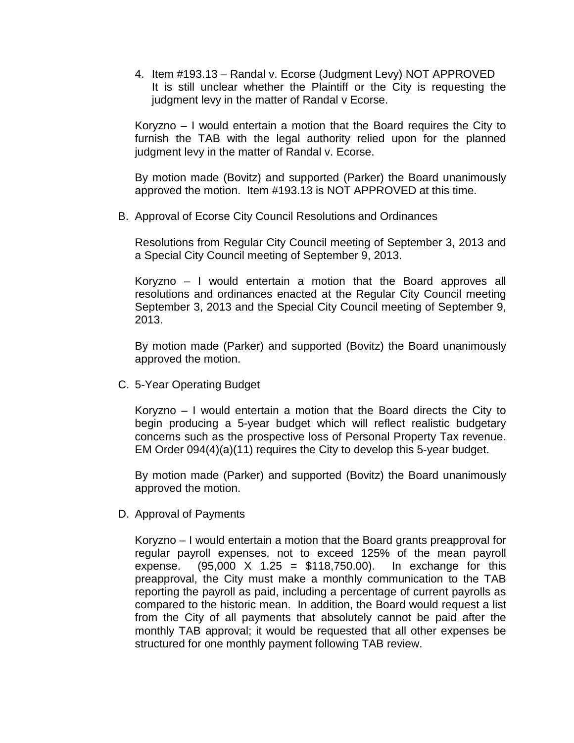4. Item #193.13 – Randal v. Ecorse (Judgment Levy) NOT APPROVED
   It is still unclear whether the Plaintiff or the City is requesting the judgment levy in the matter of Randal v Ecorse.

   Koryzno – I would entertain a motion that the Board requires the City to furnish the TAB with the legal authority relied upon for the planned judgment levy in the matter of Randal v. Ecorse.

   By motion made (Bovitz) and supported (Parker) the Board unanimously approved the motion. Item #193.13 is NOT APPROVED at this time.

B. Approval of Ecorse City Council Resolutions and Ordinances

   Resolutions from Regular City Council meeting of September 3, 2013 and a Special City Council meeting of September 9, 2013.

   Koryzno – I would entertain a motion that the Board approves all resolutions and ordinances enacted at the Regular City Council meeting September 3, 2013 and the Special City Council meeting of September 9, 2013.

   By motion made (Parker) and supported (Bovitz) the Board unanimously approved the motion.

C. 5-Year Operating Budget

   Koryzno – I would entertain a motion that the Board directs the City to begin producing a 5-year budget which will reflect realistic budgetary concerns such as the prospective loss of Personal Property Tax revenue. EM Order 094(4)(a)(11) requires the City to develop this 5-year budget.

   By motion made (Parker) and supported (Bovitz) the Board unanimously approved the motion.

D. Approval of Payments

   Koryzno – I would entertain a motion that the Board grants preapproval for regular payroll expenses, not to exceed 125% of the mean payroll expense. (95,000 X 1.25 = $118,750.00). In exchange for this preapproval, the City must make a monthly communication to the TAB reporting the payroll as paid, including a percentage of current payrolls as compared to the historic mean. In addition, the Board would request a list from the City of all payments that absolutely cannot be paid after the monthly TAB approval; it would be requested that all other expenses be structured for one monthly payment following TAB review.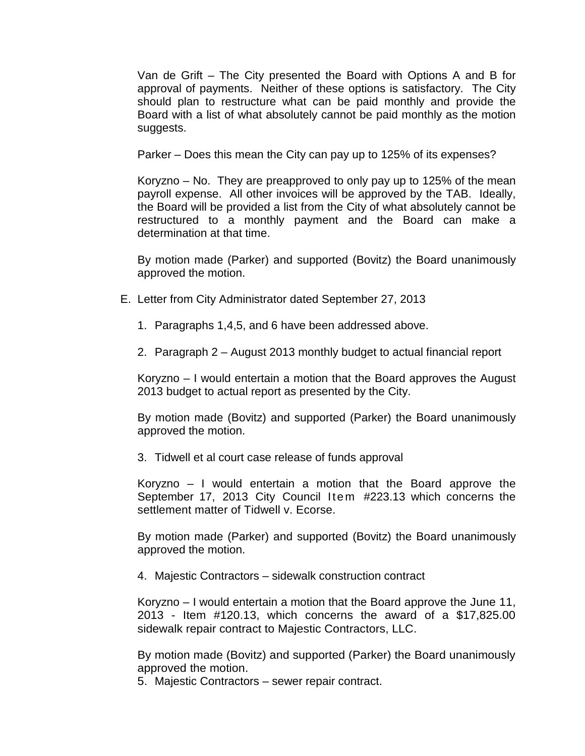Van de Grift – The City presented the Board with Options A and B for approval of payments. Neither of these options is satisfactory. The City should plan to restructure what can be paid monthly and provide the Board with a list of what absolutely cannot be paid monthly as the motion suggests.

Parker – Does this mean the City can pay up to 125% of its expenses?

Koryzno – No. They are preapproved to only pay up to 125% of the mean payroll expense. All other invoices will be approved by the TAB. Ideally, the Board will be provided a list from the City of what absolutely cannot be restructured to a monthly payment and the Board can make a determination at that time.

By motion made (Parker) and supported (Bovitz) the Board unanimously approved the motion.

E. Letter from City Administrator dated September 27, 2013

1. Paragraphs 1,4,5, and 6 have been addressed above.

2. Paragraph 2 – August 2013 monthly budget to actual financial report

Koryzno – I would entertain a motion that the Board approves the August 2013 budget to actual report as presented by the City.

By motion made (Bovitz) and supported (Parker) the Board unanimously approved the motion.

3. Tidwell et al court case release of funds approval

Koryzno – I would entertain a motion that the Board approve the September 17, 2013 City Council Item #223.13 which concerns the settlement matter of Tidwell v. Ecorse.

By motion made (Parker) and supported (Bovitz) the Board unanimously approved the motion.

4. Majestic Contractors – sidewalk construction contract

Koryzno – I would entertain a motion that the Board approve the June 11, 2013 - Item #120.13, which concerns the award of a $17,825.00 sidewalk repair contract to Majestic Contractors, LLC.

By motion made (Bovitz) and supported (Parker) the Board unanimously approved the motion.

5. Majestic Contractors – sewer repair contract.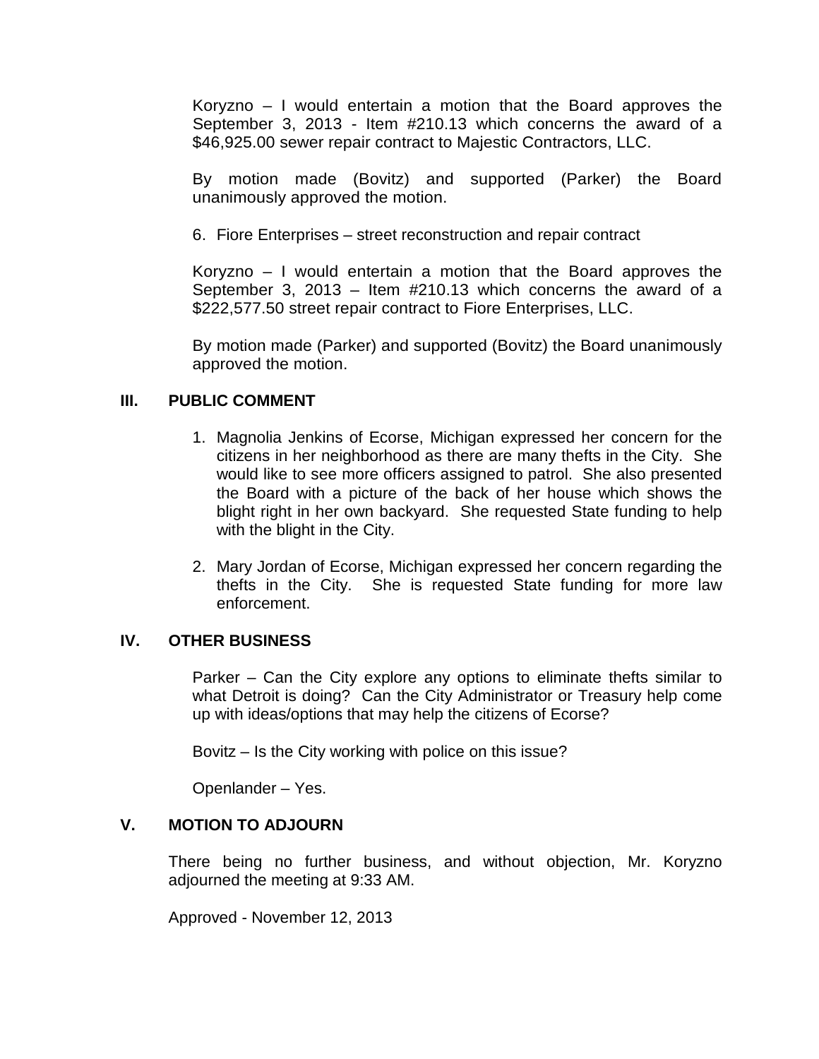Koryzno – I would entertain a motion that the Board approves the September 3, 2013 - Item #210.13 which concerns the award of a $46,925.00 sewer repair contract to Majestic Contractors, LLC.

By motion made (Bovitz) and supported (Parker) the Board unanimously approved the motion.

6. Fiore Enterprises – street reconstruction and repair contract

Koryzno – I would entertain a motion that the Board approves the September 3, 2013 – Item #210.13 which concerns the award of a $222,577.50 street repair contract to Fiore Enterprises, LLC.

By motion made (Parker) and supported (Bovitz) the Board unanimously approved the motion.

## III. PUBLIC COMMENT

1. Magnolia Jenkins of Ecorse, Michigan expressed her concern for the citizens in her neighborhood as there are many thefts in the City. She would like to see more officers assigned to patrol. She also presented the Board with a picture of the back of her house which shows the blight right in her own backyard. She requested State funding to help with the blight in the City.
2. Mary Jordan of Ecorse, Michigan expressed her concern regarding the thefts in the City. She is requested State funding for more law enforcement.

## IV. OTHER BUSINESS

Parker – Can the City explore any options to eliminate thefts similar to what Detroit is doing? Can the City Administrator or Treasury help come up with ideas/options that may help the citizens of Ecorse?

Bovitz – Is the City working with police on this issue?

Openlander – Yes.

## V. MOTION TO ADJOURN

There being no further business, and without objection, Mr. Koryzno adjourned the meeting at 9:33 AM.

Approved - November 12, 2013